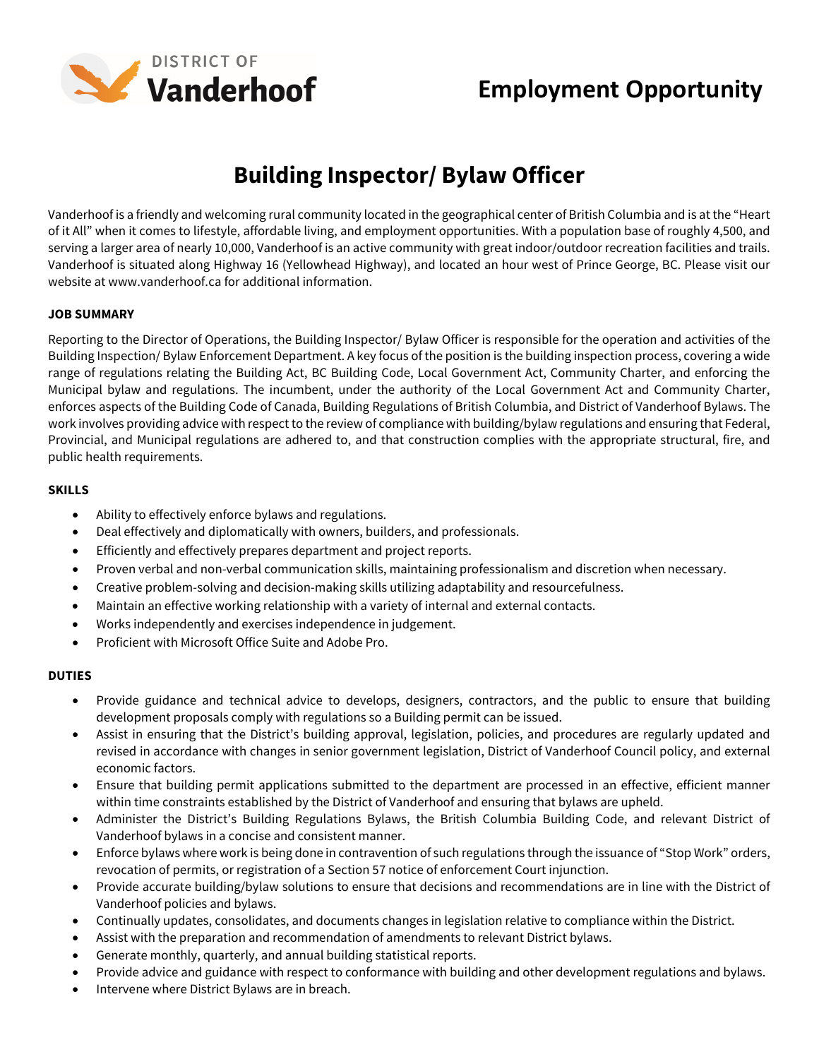DISTRICT OF **Vanderhoof**

# Employment Opportunity

## Building Inspector/ Bylaw Officer

Vanderhoof is a friendly and welcoming rural community located in the geographical center of British Columbia and is at the "Heart of it All" when it comes to lifestyle, affordable living, and employment opportunities. With a population base of roughly 4,500, and serving a larger area of nearly 10,000, Vanderhoof is an active community with great indoor/outdoor recreation facilities and trails. Vanderhoof is situated along Highway 16 (Yellowhead Highway), and located an hour west of Prince George, BC. Please visit our website at www.vanderhoof.ca for additional information.

**JOB SUMMARY**

Reporting to the Director of Operations, the Building Inspector/ Bylaw Officer is responsible for the operation and activities of the Building Inspection/ Bylaw Enforcement Department. A key focus of the position is the building inspection process, covering a wide range of regulations relating the Building Act, BC Building Code, Local Government Act, Community Charter, and enforcing the Municipal bylaw and regulations. The incumbent, under the authority of the Local Government Act and Community Charter, enforces aspects of the Building Code of Canada, Building Regulations of British Columbia, and District of Vanderhoof Bylaws. The work involves providing advice with respect to the review of compliance with building/bylaw regulations and ensuring that Federal, Provincial, and Municipal regulations are adhered to, and that construction complies with the appropriate structural, fire, and public health requirements.

**SKILLS**

- Ability to effectively enforce bylaws and regulations.
- Deal effectively and diplomatically with owners, builders, and professionals.
- Efficiently and effectively prepares department and project reports.
- Proven verbal and non-verbal communication skills, maintaining professionalism and discretion when necessary.
- Creative problem-solving and decision-making skills utilizing adaptability and resourcefulness.
- Maintain an effective working relationship with a variety of internal and external contacts.
- Works independently and exercises independence in judgement.
- Proficient with Microsoft Office Suite and Adobe Pro.

**DUTIES**

- Provide guidance and technical advice to develops, designers, contractors, and the public to ensure that building development proposals comply with regulations so a Building permit can be issued.
- Assist in ensuring that the District's building approval, legislation, policies, and procedures are regularly updated and revised in accordance with changes in senior government legislation, District of Vanderhoof Council policy, and external economic factors.
- Ensure that building permit applications submitted to the department are processed in an effective, efficient manner within time constraints established by the District of Vanderhoof and ensuring that bylaws are upheld.
- Administer the District's Building Regulations Bylaws, the British Columbia Building Code, and relevant District of Vanderhoof bylaws in a concise and consistent manner.
- Enforce bylaws where work is being done in contravention of such regulations through the issuance of "Stop Work" orders, revocation of permits, or registration of a Section 57 notice of enforcement Court injunction.
- Provide accurate building/bylaw solutions to ensure that decisions and recommendations are in line with the District of Vanderhoof policies and bylaws.
- Continually updates, consolidates, and documents changes in legislation relative to compliance within the District.
- Assist with the preparation and recommendation of amendments to relevant District bylaws.
- Generate monthly, quarterly, and annual building statistical reports.
- Provide advice and guidance with respect to conformance with building and other development regulations and bylaws.
- Intervene where District Bylaws are in breach.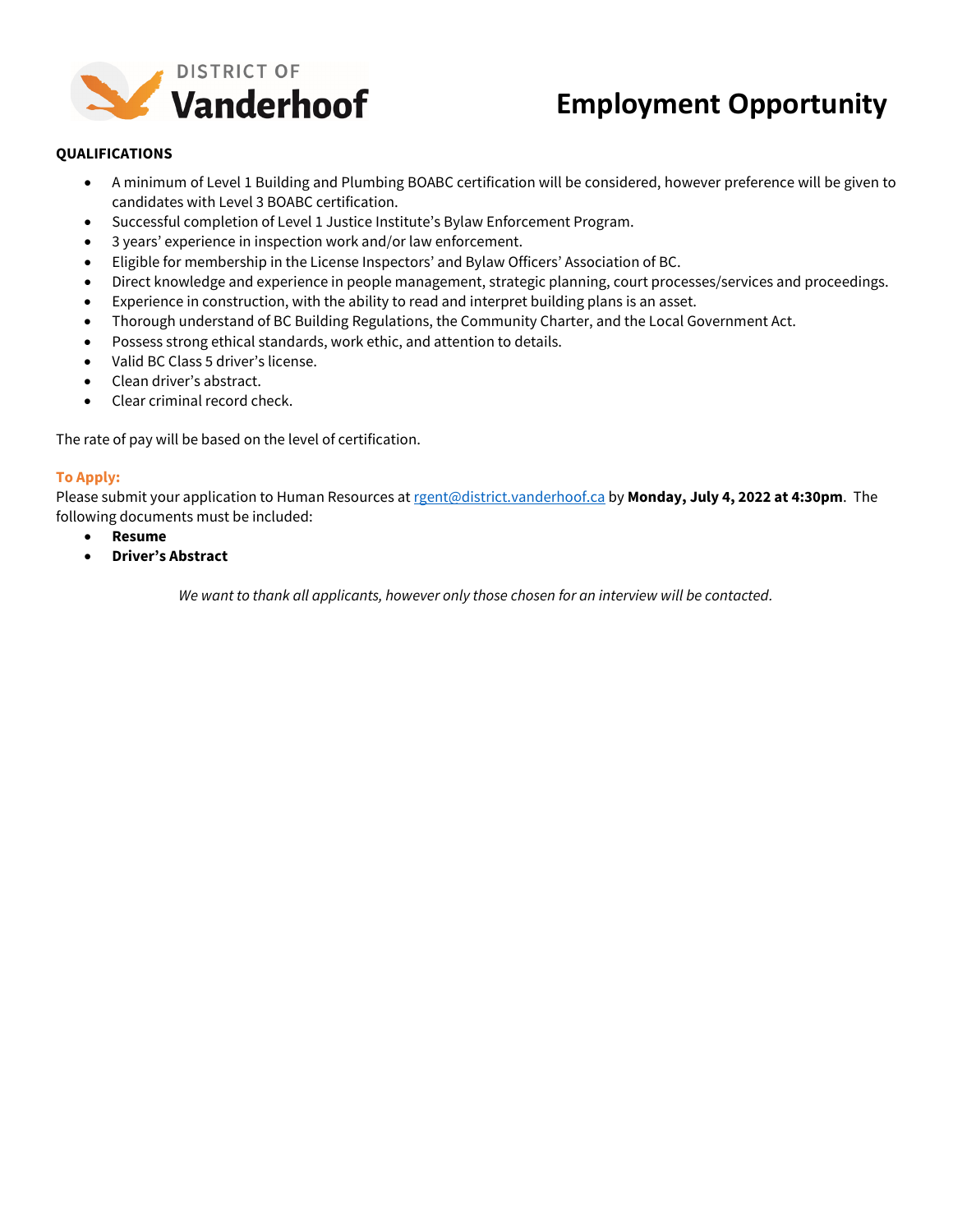**Employment Opportunity**

**QUALIFICATIONS**

- A minimum of Level 1 Building and Plumbing BOABC certification will be considered, however preference will be given to candidates with Level 3 BOABC certification.
- Successful completion of Level 1 Justice Institute's Bylaw Enforcement Program.
- 3 years' experience in inspection work and/or law enforcement.
- Eligible for membership in the License Inspectors' and Bylaw Officers' Association of BC.
- Direct knowledge and experience in people management, strategic planning, court processes/services and proceedings.
- Experience in construction, with the ability to read and interpret building plans is an asset.
- Thorough understand of BC Building Regulations, the Community Charter, and the Local Government Act.
- Possess strong ethical standards, work ethic, and attention to details.
- Valid BC Class 5 driver's license.
- Clean driver's abstract.
- Clear criminal record check.

The rate of pay will be based on the level of certification.

**To Apply:**

Please submit your application to Human Resources at rgent@district.vanderhoof.ca by **Monday, July 4, 2022 at 4:30pm**. The following documents must be included:

- **Resume**
- **Driver's Abstract**

*We want to thank all applicants, however only those chosen for an interview will be contacted.*